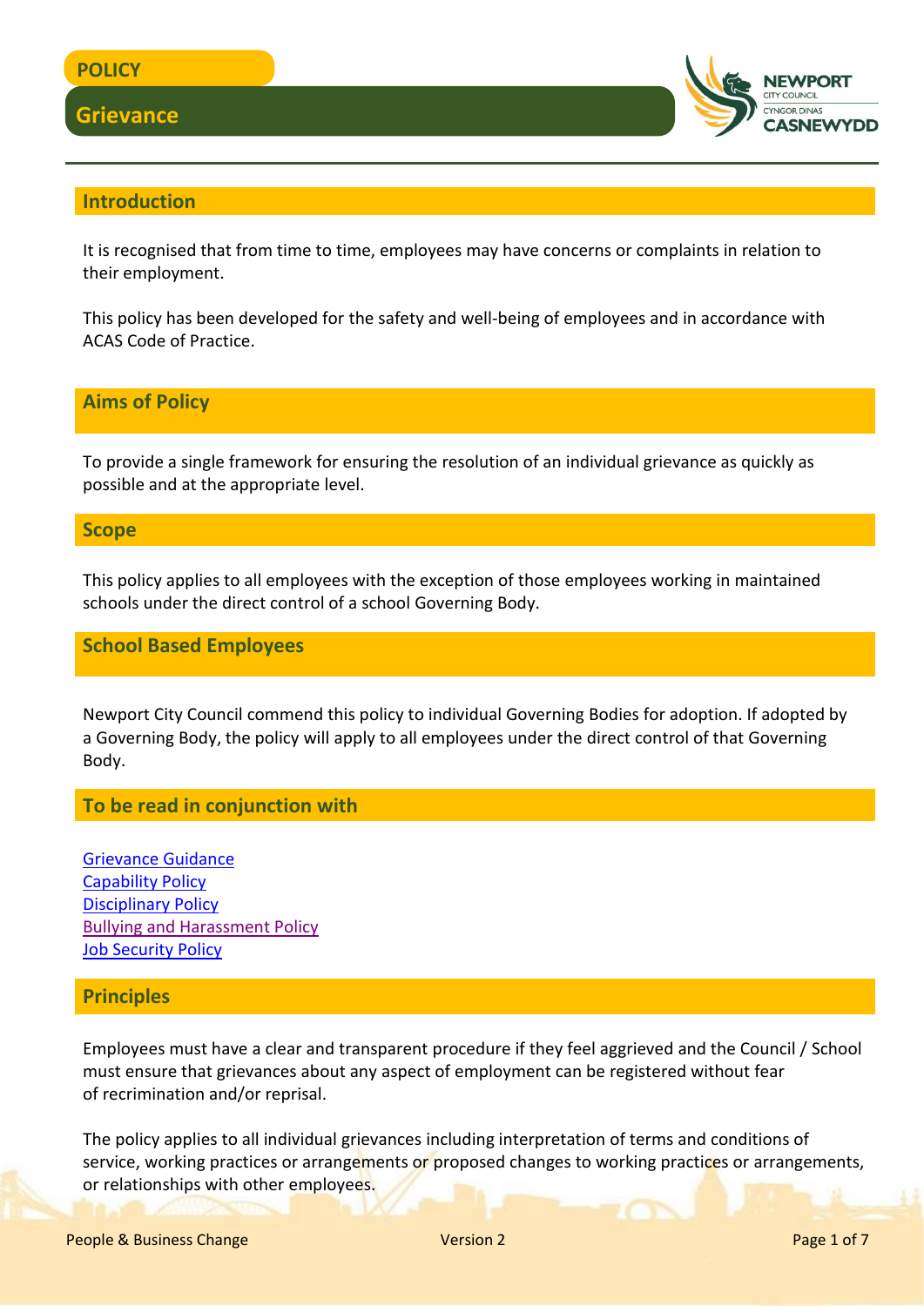# POLICY

# Grievance

## Introduction

It is recognised that from time to time, employees may have concerns or complaints in relation to their employment.

This policy has been developed for the safety and well-being of employees and in accordance with ACAS Code of Practice.

## Aims of Policy

To provide a single framework for ensuring the resolution of an individual grievance as quickly as possible and at the appropriate level.

## Scope

This policy applies to all employees with the exception of those employees working in maintained schools under the direct control of a school Governing Body.

## School Based Employees

Newport City Council commend this policy to individual Governing Bodies for adoption. If adopted by a Governing Body, the policy will apply to all employees under the direct control of that Governing Body.

## To be read in conjunction with

Grievance Guidance
Capability Policy
Disciplinary Policy
Bullying and Harassment Policy
Job Security Policy

## Principles

Employees must have a clear and transparent procedure if they feel aggrieved and the Council / School must ensure that grievances about any aspect of employment can be registered without fear of recrimination and/or reprisal.

The policy applies to all individual grievances including interpretation of terms and conditions of service, working practices or arrangements or proposed changes to working practices or arrangements, or relationships with other employees.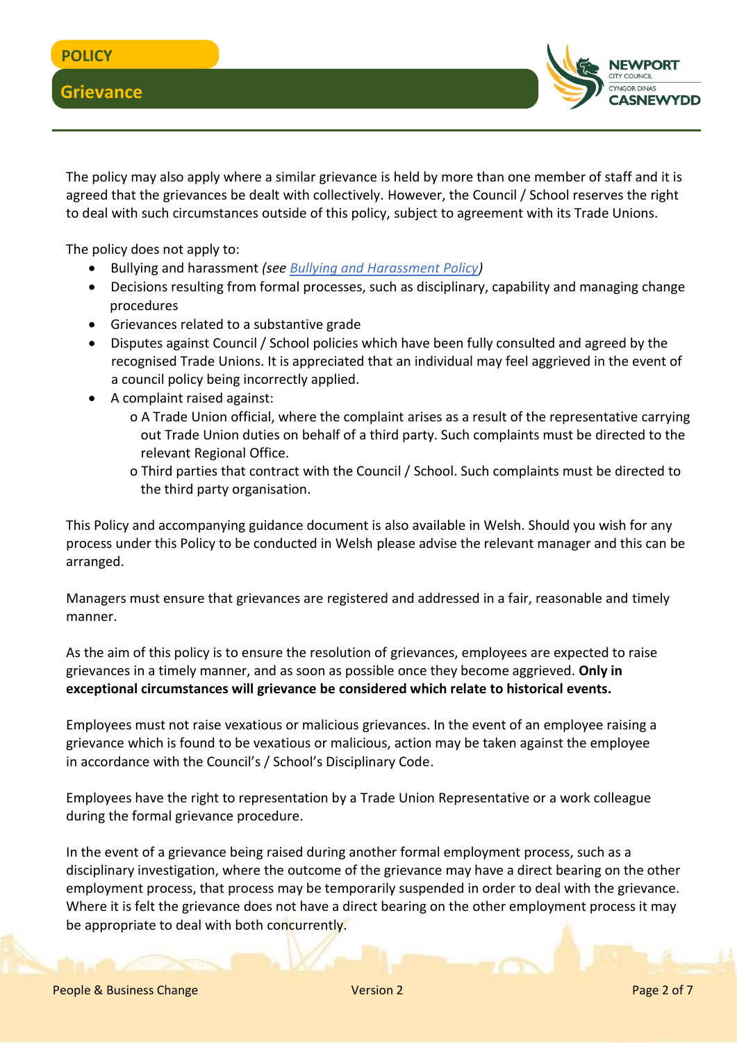The policy may also apply where a similar grievance is held by more than one member of staff and it is agreed that the grievances be dealt with collectively. However, the Council / School reserves the right to deal with such circumstances outside of this policy, subject to agreement with its Trade Unions.

The policy does not apply to:

- Bullying and harassment *(see [Bullying and Harassment Policy](Bullying and Harassment Policy))*
- Decisions resulting from formal processes, such as disciplinary, capability and managing change procedures
- Grievances related to a substantive grade
- Disputes against Council / School policies which have been fully consulted and agreed by the recognised Trade Unions. It is appreciated that an individual may feel aggrieved in the event of a council policy being incorrectly applied.
- A complaint raised against:
    - A Trade Union official, where the complaint arises as a result of the representative carrying out Trade Union duties on behalf of a third party. Such complaints must be directed to the relevant Regional Office.
    - Third parties that contract with the Council / School. Such complaints must be directed to the third party organisation.

This Policy and accompanying guidance document is also available in Welsh. Should you wish for any process under this Policy to be conducted in Welsh please advise the relevant manager and this can be arranged.

Managers must ensure that grievances are registered and addressed in a fair, reasonable and timely manner.

As the aim of this policy is to ensure the resolution of grievances, employees are expected to raise grievances in a timely manner, and as soon as possible once they become aggrieved. **Only in exceptional circumstances will grievance be considered which relate to historical events.**

Employees must not raise vexatious or malicious grievances. In the event of an employee raising a grievance which is found to be vexatious or malicious, action may be taken against the employee in accordance with the Council's / School's Disciplinary Code.

Employees have the right to representation by a Trade Union Representative or a work colleague during the formal grievance procedure.

In the event of a grievance being raised during another formal employment process, such as a disciplinary investigation, where the outcome of the grievance may have a direct bearing on the other employment process, that process may be temporarily suspended in order to deal with the grievance. Where it is felt the grievance does not have a direct bearing on the other employment process it may be appropriate to deal with both concurrently.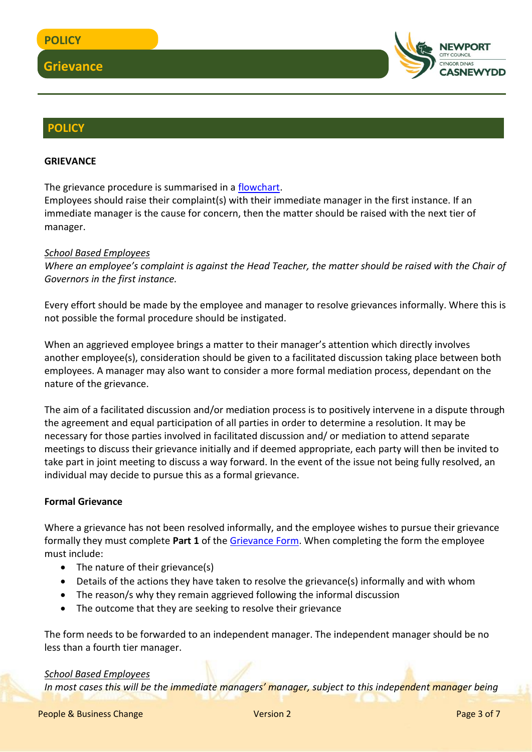## POLICY

**GRIEVANCE**

The grievance procedure is summarised in a flowchart.
Employees should raise their complaint(s) with their immediate manager in the first instance. If an immediate manager is the cause for concern, then the matter should be raised with the next tier of manager.

*School Based Employees*
*Where an employee's complaint is against the Head Teacher, the matter should be raised with the Chair of Governors in the first instance.*

Every effort should be made by the employee and manager to resolve grievances informally. Where this is not possible the formal procedure should be instigated.

When an aggrieved employee brings a matter to their manager's attention which directly involves another employee(s), consideration should be given to a facilitated discussion taking place between both employees. A manager may also want to consider a more formal mediation process, dependant on the nature of the grievance.

The aim of a facilitated discussion and/or mediation process is to positively intervene in a dispute through the agreement and equal participation of all parties in order to determine a resolution. It may be necessary for those parties involved in facilitated discussion and/ or mediation to attend separate meetings to discuss their grievance initially and if deemed appropriate, each party will then be invited to take part in joint meeting to discuss a way forward. In the event of the issue not being fully resolved, an individual may decide to pursue this as a formal grievance.

**Formal Grievance**

Where a grievance has not been resolved informally, and the employee wishes to pursue their grievance formally they must complete **Part 1** of the Grievance Form. When completing the form the employee must include:

- The nature of their grievance(s)
- Details of the actions they have taken to resolve the grievance(s) informally and with whom
- The reason/s why they remain aggrieved following the informal discussion
- The outcome that they are seeking to resolve their grievance

The form needs to be forwarded to an independent manager. The independent manager should be no less than a fourth tier manager.

*School Based Employees*
*In most cases this will be the immediate managers' manager, subject to this independent manager being*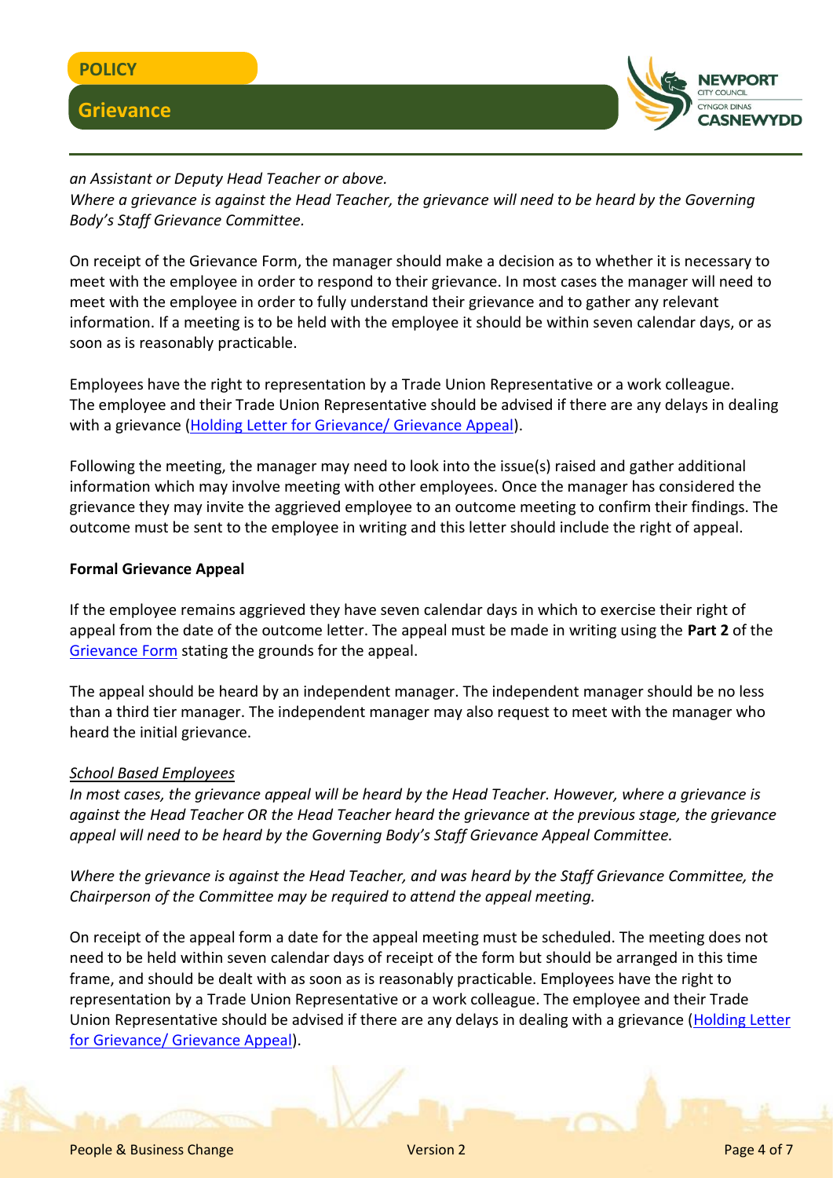*an Assistant or Deputy Head Teacher or above.*
*Where a grievance is against the Head Teacher, the grievance will need to be heard by the Governing Body's Staff Grievance Committee.*

On receipt of the Grievance Form, the manager should make a decision as to whether it is necessary to meet with the employee in order to respond to their grievance. In most cases the manager will need to meet with the employee in order to fully understand their grievance and to gather any relevant information. If a meeting is to be held with the employee it should be within seven calendar days, or as soon as is reasonably practicable.

Employees have the right to representation by a Trade Union Representative or a work colleague. The employee and their Trade Union Representative should be advised if there are any delays in dealing with a grievance (Holding Letter for Grievance/ Grievance Appeal).

Following the meeting, the manager may need to look into the issue(s) raised and gather additional information which may involve meeting with other employees. Once the manager has considered the grievance they may invite the aggrieved employee to an outcome meeting to confirm their findings. The outcome must be sent to the employee in writing and this letter should include the right of appeal.

**Formal Grievance Appeal**

If the employee remains aggrieved they have seven calendar days in which to exercise their right of appeal from the date of the outcome letter. The appeal must be made in writing using the **Part 2** of the Grievance Form stating the grounds for the appeal.

The appeal should be heard by an independent manager. The independent manager should be no less than a third tier manager. The independent manager may also request to meet with the manager who heard the initial grievance.

*School Based Employees*
*In most cases, the grievance appeal will be heard by the Head Teacher. However, where a grievance is against the Head Teacher OR the Head Teacher heard the grievance at the previous stage, the grievance appeal will need to be heard by the Governing Body's Staff Grievance Appeal Committee.*

*Where the grievance is against the Head Teacher, and was heard by the Staff Grievance Committee, the Chairperson of the Committee may be required to attend the appeal meeting.*

On receipt of the appeal form a date for the appeal meeting must be scheduled. The meeting does not need to be held within seven calendar days of receipt of the form but should be arranged in this time frame, and should be dealt with as soon as is reasonably practicable. Employees have the right to representation by a Trade Union Representative or a work colleague. The employee and their Trade Union Representative should be advised if there are any delays in dealing with a grievance (Holding Letter for Grievance/ Grievance Appeal).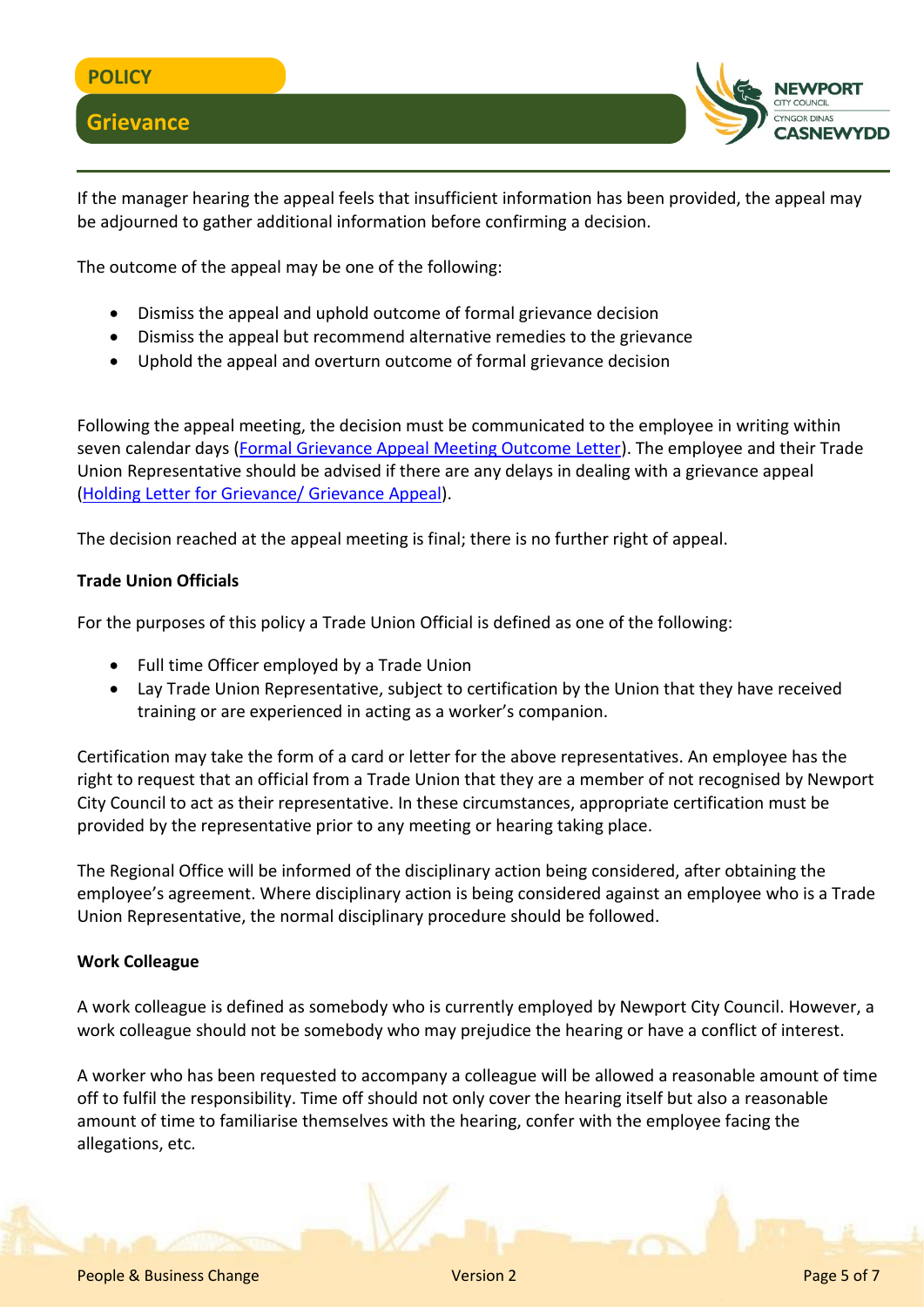If the manager hearing the appeal feels that insufficient information has been provided, the appeal may be adjourned to gather additional information before confirming a decision.

The outcome of the appeal may be one of the following:

- Dismiss the appeal and uphold outcome of formal grievance decision
- Dismiss the appeal but recommend alternative remedies to the grievance
- Uphold the appeal and overturn outcome of formal grievance decision

Following the appeal meeting, the decision must be communicated to the employee in writing within seven calendar days (Formal Grievance Appeal Meeting Outcome Letter). The employee and their Trade Union Representative should be advised if there are any delays in dealing with a grievance appeal (Holding Letter for Grievance/ Grievance Appeal).

The decision reached at the appeal meeting is final; there is no further right of appeal.

**Trade Union Officials**

For the purposes of this policy a Trade Union Official is defined as one of the following:

- Full time Officer employed by a Trade Union
- Lay Trade Union Representative, subject to certification by the Union that they have received training or are experienced in acting as a worker's companion.

Certification may take the form of a card or letter for the above representatives. An employee has the right to request that an official from a Trade Union that they are a member of not recognised by Newport City Council to act as their representative. In these circumstances, appropriate certification must be provided by the representative prior to any meeting or hearing taking place.

The Regional Office will be informed of the disciplinary action being considered, after obtaining the employee's agreement. Where disciplinary action is being considered against an employee who is a Trade Union Representative, the normal disciplinary procedure should be followed.

**Work Colleague**

A work colleague is defined as somebody who is currently employed by Newport City Council. However, a work colleague should not be somebody who may prejudice the hearing or have a conflict of interest.

A worker who has been requested to accompany a colleague will be allowed a reasonable amount of time off to fulfil the responsibility. Time off should not only cover the hearing itself but also a reasonable amount of time to familiarise themselves with the hearing, confer with the employee facing the allegations, etc.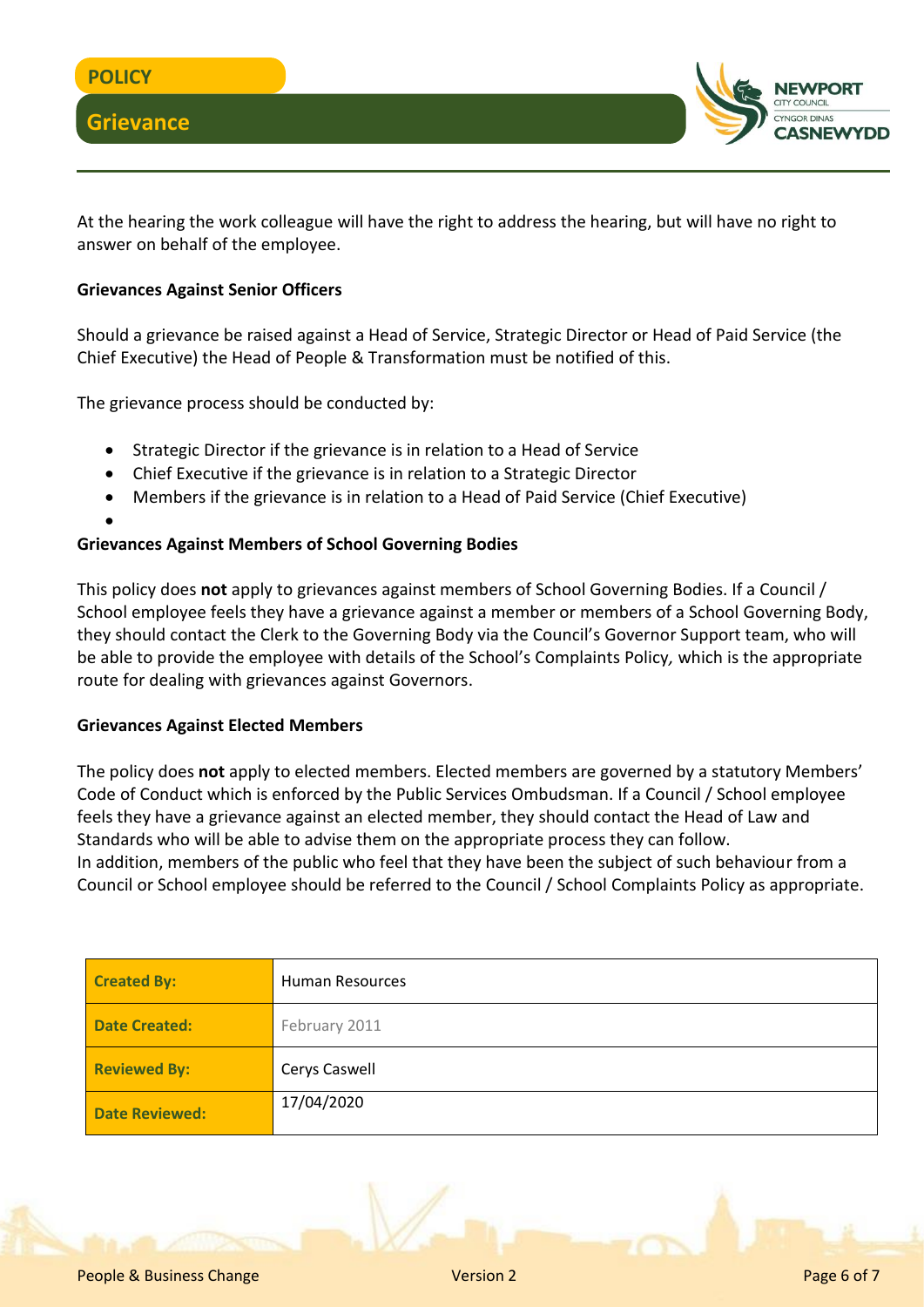At the hearing the work colleague will have the right to address the hearing, but will have no right to answer on behalf of the employee.

**Grievances Against Senior Officers**

Should a grievance be raised against a Head of Service, Strategic Director or Head of Paid Service (the Chief Executive) the Head of People & Transformation must be notified of this.

The grievance process should be conducted by:

- Strategic Director if the grievance is in relation to a Head of Service
- Chief Executive if the grievance is in relation to a Strategic Director
- Members if the grievance is in relation to a Head of Paid Service (Chief Executive)

**Grievances Against Members of School Governing Bodies**

This policy does **not** apply to grievances against members of School Governing Bodies. If a Council / School employee feels they have a grievance against a member or members of a School Governing Body, they should contact the Clerk to the Governing Body via the Council's Governor Support team, who will be able to provide the employee with details of the School's Complaints Policy, which is the appropriate route for dealing with grievances against Governors.

**Grievances Against Elected Members**

The policy does **not** apply to elected members. Elected members are governed by a statutory Members' Code of Conduct which is enforced by the Public Services Ombudsman. If a Council / School employee feels they have a grievance against an elected member, they should contact the Head of Law and Standards who will be able to advise them on the appropriate process they can follow.
In addition, members of the public who feel that they have been the subject of such behaviour from a Council or School employee should be referred to the Council / School Complaints Policy as appropriate.

| **Created By:** | Human Resources |
|---|---|
| **Date Created:** | February 2011 |
| **Reviewed By:** | Cerys Caswell |
| **Date Reviewed:** | 17/04/2020 |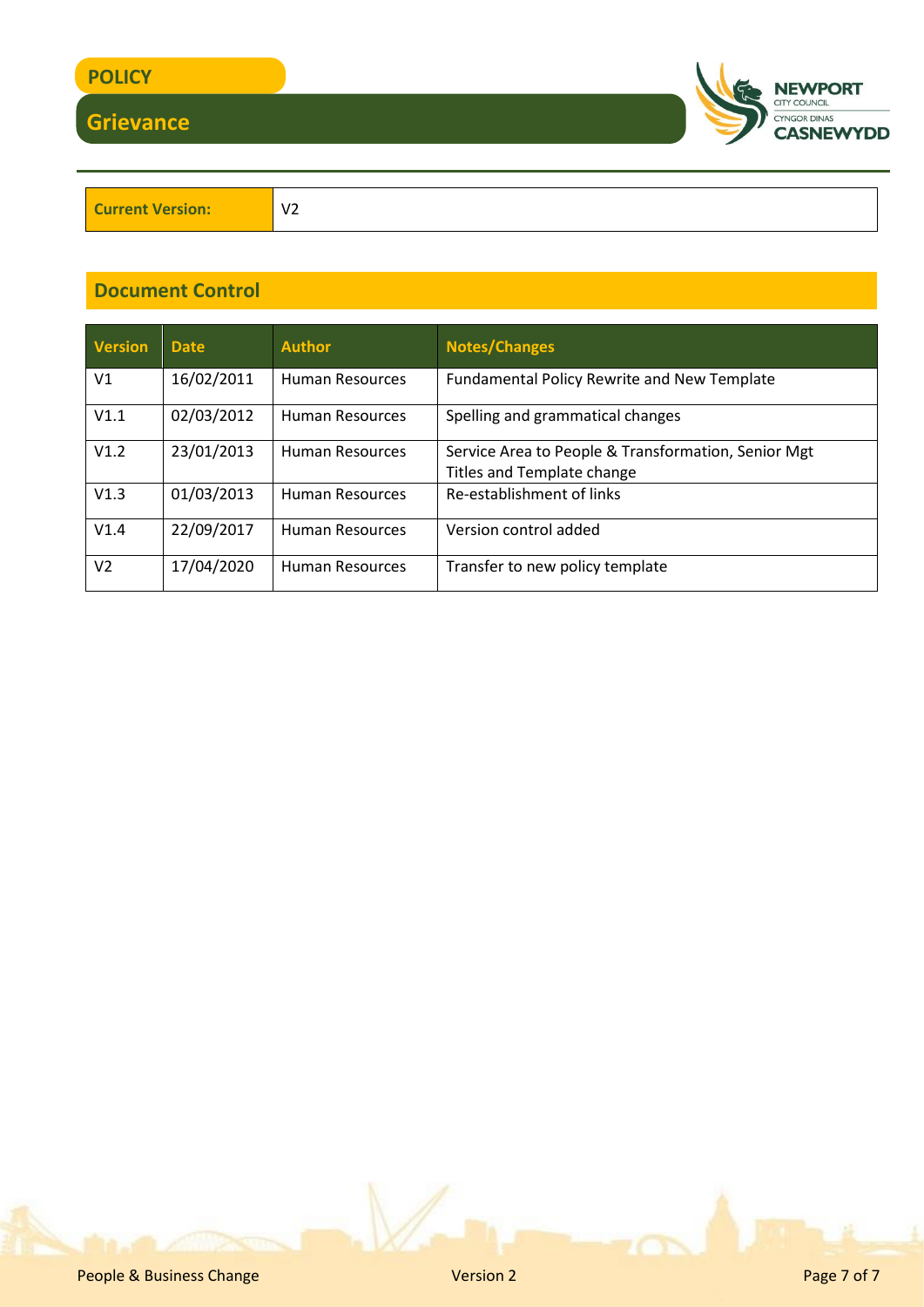**POLICY**

# Grievance

| **Current Version:** | V2 |
|---|---|

## Document Control

| Version | Date | Author | Notes/Changes |
|---|---|---|---|
| V1 | 16/02/2011 | Human Resources | Fundamental Policy Rewrite and New Template |
| V1.1 | 02/03/2012 | Human Resources | Spelling and grammatical changes |
| V1.2 | 23/01/2013 | Human Resources | Service Area to People & Transformation, Senior Mgt Titles and Template change |
| V1.3 | 01/03/2013 | Human Resources | Re-establishment of links |
| V1.4 | 22/09/2017 | Human Resources | Version control added |
| V2 | 17/04/2020 | Human Resources | Transfer to new policy template |